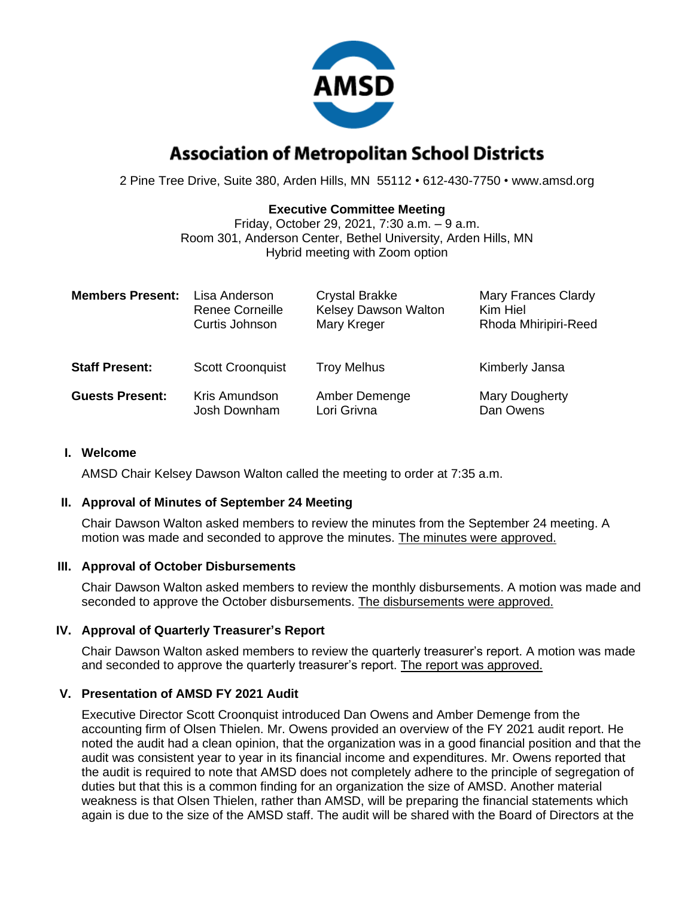# Association of Metropolitan School Districts

2 Pine Tree Drive, Suite 380, Arden Hills, MN 55112 • 612-430-7750 • www.amsd.org

**Executive Committee Meeting**
Friday, October 29, 2021, 7:30 a.m. – 9 a.m.
Room 301, Anderson Center, Bethel University, Arden Hills, MN
Hybrid meeting with Zoom option

| | | | |
|---|---|---|---|
| **Members Present:** | Lisa Anderson<br>Renee Corneille<br>Curtis Johnson | Crystal Brakke<br>Kelsey Dawson Walton<br>Mary Kreger | Mary Frances Clardy<br>Kim Hiel<br>Rhoda Mhiripiri-Reed |
| **Staff Present:** | Scott Croonquist | Troy Melhus | Kimberly Jansa |
| **Guests Present:** | Kris Amundson<br>Josh Downham | Amber Demenge<br>Lori Grivna | Mary Dougherty<br>Dan Owens |

## I. Welcome

AMSD Chair Kelsey Dawson Walton called the meeting to order at 7:35 a.m.

## II. Approval of Minutes of September 24 Meeting

Chair Dawson Walton asked members to review the minutes from the September 24 meeting. A motion was made and seconded to approve the minutes. The minutes were approved.

## III. Approval of October Disbursements

Chair Dawson Walton asked members to review the monthly disbursements. A motion was made and seconded to approve the October disbursements. The disbursements were approved.

## IV. Approval of Quarterly Treasurer's Report

Chair Dawson Walton asked members to review the quarterly treasurer's report. A motion was made and seconded to approve the quarterly treasurer's report. The report was approved.

## V. Presentation of AMSD FY 2021 Audit

Executive Director Scott Croonquist introduced Dan Owens and Amber Demenge from the accounting firm of Olsen Thielen. Mr. Owens provided an overview of the FY 2021 audit report. He noted the audit had a clean opinion, that the organization was in a good financial position and that the audit was consistent year to year in its financial income and expenditures. Mr. Owens reported that the audit is required to note that AMSD does not completely adhere to the principle of segregation of duties but that this is a common finding for an organization the size of AMSD. Another material weakness is that Olsen Thielen, rather than AMSD, will be preparing the financial statements which again is due to the size of the AMSD staff. The audit will be shared with the Board of Directors at the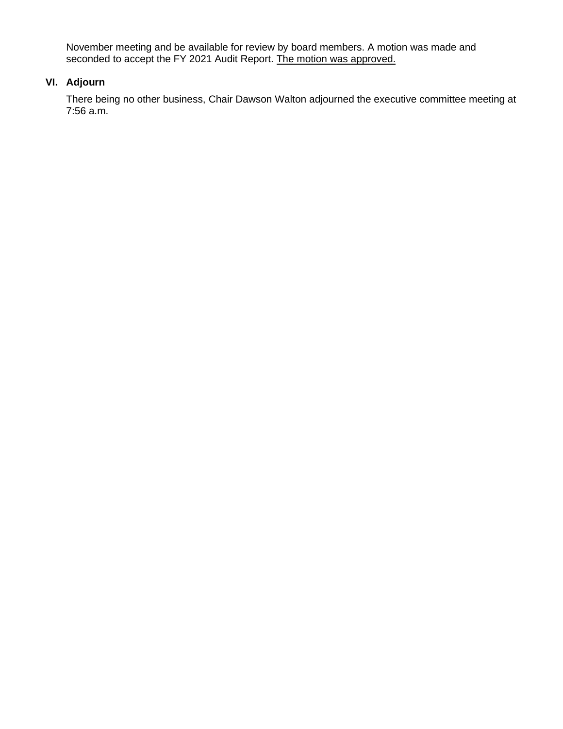November meeting and be available for review by board members. A motion was made and seconded to accept the FY 2021 Audit Report. <u>The motion was approved.</u>

## VI. Adjourn

There being no other business, Chair Dawson Walton adjourned the executive committee meeting at 7:56 a.m.